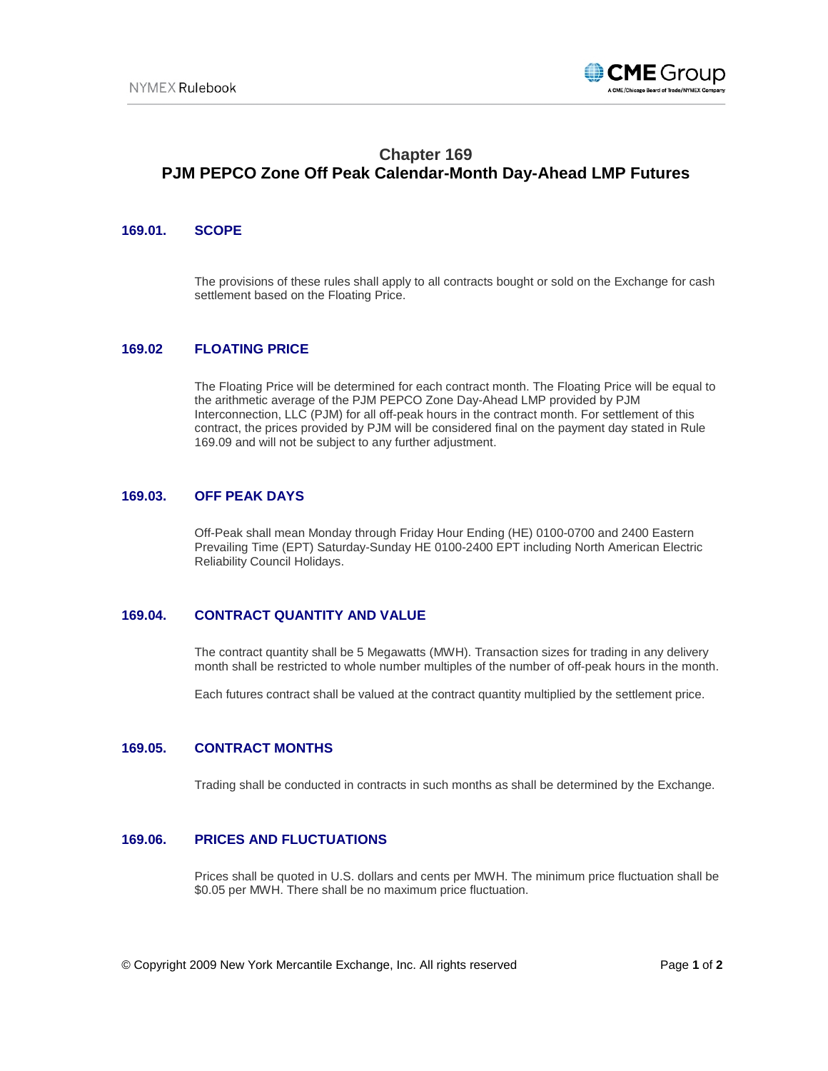# Chapter 169
# PJM PEPCO Zone Off Peak Calendar-Month Day-Ahead LMP Futures

## 169.01. SCOPE

The provisions of these rules shall apply to all contracts bought or sold on the Exchange for cash settlement based on the Floating Price.

## 169.02 FLOATING PRICE

The Floating Price will be determined for each contract month. The Floating Price will be equal to the arithmetic average of the PJM PEPCO Zone Day-Ahead LMP provided by PJM Interconnection, LLC (PJM) for all off-peak hours in the contract month. For settlement of this contract, the prices provided by PJM will be considered final on the payment day stated in Rule 169.09 and will not be subject to any further adjustment.

## 169.03. OFF PEAK DAYS

Off-Peak shall mean Monday through Friday Hour Ending (HE) 0100-0700 and 2400 Eastern Prevailing Time (EPT) Saturday-Sunday HE 0100-2400 EPT including North American Electric Reliability Council Holidays.

## 169.04. CONTRACT QUANTITY AND VALUE

The contract quantity shall be 5 Megawatts (MWH). Transaction sizes for trading in any delivery month shall be restricted to whole number multiples of the number of off-peak hours in the month.

Each futures contract shall be valued at the contract quantity multiplied by the settlement price.

## 169.05. CONTRACT MONTHS

Trading shall be conducted in contracts in such months as shall be determined by the Exchange.

## 169.06. PRICES AND FLUCTUATIONS

Prices shall be quoted in U.S. dollars and cents per MWH. The minimum price fluctuation shall be $0.05 per MWH. There shall be no maximum price fluctuation.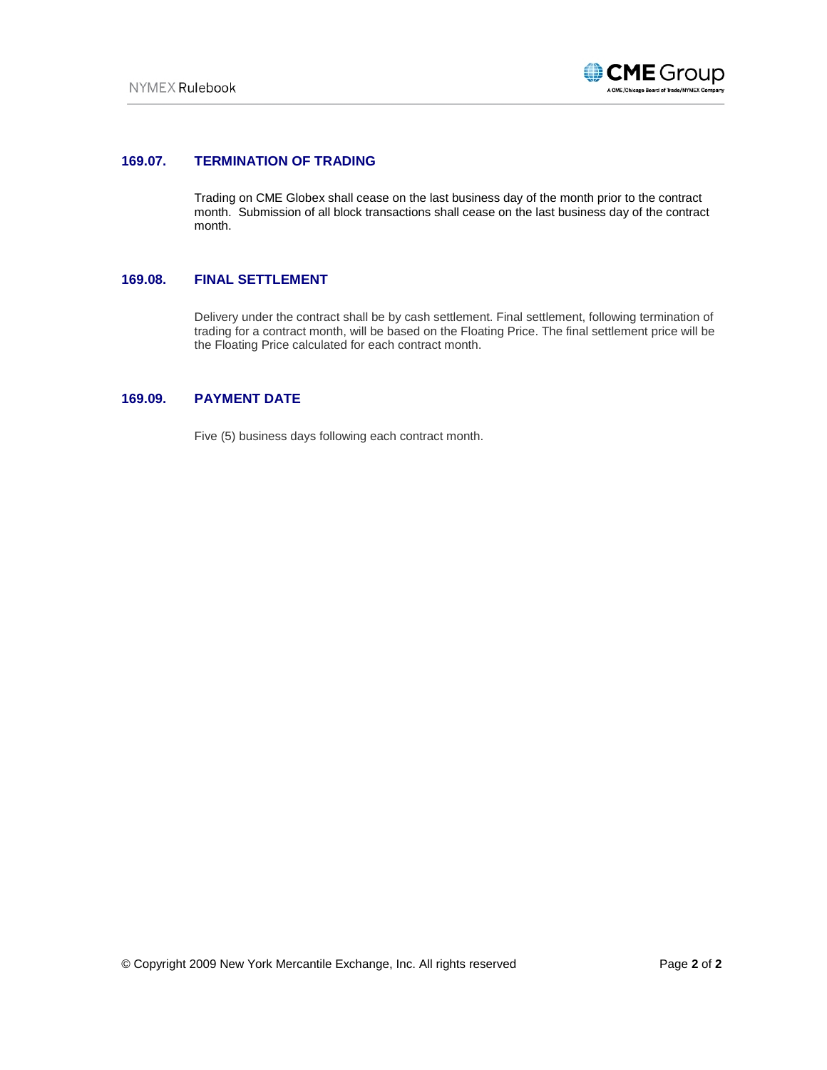## 169.07. TERMINATION OF TRADING

Trading on CME Globex shall cease on the last business day of the month prior to the contract month. Submission of all block transactions shall cease on the last business day of the contract month.

## 169.08. FINAL SETTLEMENT

Delivery under the contract shall be by cash settlement. Final settlement, following termination of trading for a contract month, will be based on the Floating Price. The final settlement price will be the Floating Price calculated for each contract month.

## 169.09. PAYMENT DATE

Five (5) business days following each contract month.